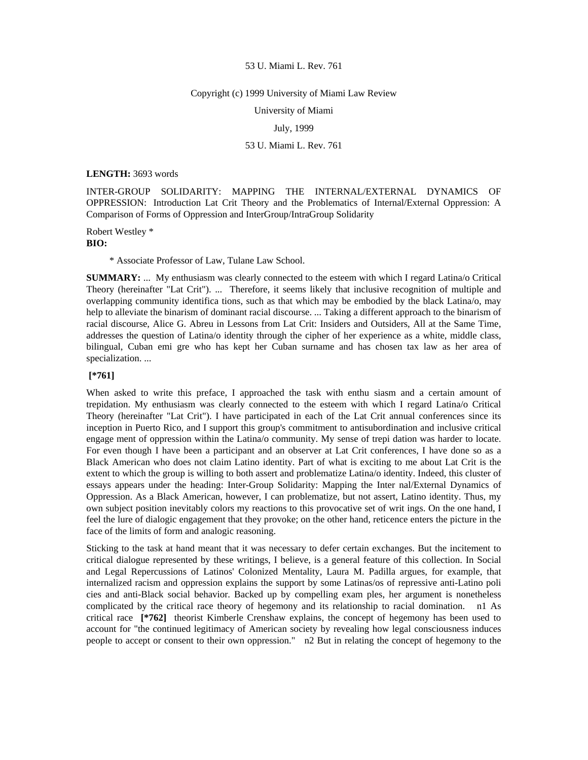53 U. Miami L. Rev. 761

Copyright (c) 1999 University of Miami Law Review

University of Miami

July, 1999

53 U. Miami L. Rev. 761

**LENGTH:** 3693 words

INTER-GROUP SOLIDARITY: MAPPING THE INTERNAL/EXTERNAL DYNAMICS OF OPPRESSION: Introduction Lat Crit Theory and the Problematics of Internal/External Oppression: A Comparison of Forms of Oppression and InterGroup/IntraGroup Solidarity

Robert Westley *

**BIO:**

\* Associate Professor of Law, Tulane Law School.

**SUMMARY:** ... My enthusiasm was clearly connected to the esteem with which I regard Latina/o Critical Theory (hereinafter "Lat Crit"). ... Therefore, it seems likely that inclusive recognition of multiple and overlapping community identifica tions, such as that which may be embodied by the black Latina/o, may help to alleviate the binarism of dominant racial discourse. ... Taking a different approach to the binarism of racial discourse, Alice G. Abreu in Lessons from Lat Crit: Insiders and Outsiders, All at the Same Time, addresses the question of Latina/o identity through the cipher of her experience as a white, middle class, bilingual, Cuban emi gre who has kept her Cuban surname and has chosen tax law as her area of specialization. ...

**[*761]**

When asked to write this preface, I approached the task with enthu siasm and a certain amount of trepidation. My enthusiasm was clearly connected to the esteem with which I regard Latina/o Critical Theory (hereinafter "Lat Crit"). I have participated in each of the Lat Crit annual conferences since its inception in Puerto Rico, and I support this group's commitment to antisubordination and inclusive critical engage ment of oppression within the Latina/o community. My sense of trepi dation was harder to locate. For even though I have been a participant and an observer at Lat Crit conferences, I have done so as a Black American who does not claim Latino identity. Part of what is exciting to me about Lat Crit is the extent to which the group is willing to both assert and problematize Latina/o identity. Indeed, this cluster of essays appears under the heading: Inter-Group Solidarity: Mapping the Inter nal/External Dynamics of Oppression. As a Black American, however, I can problematize, but not assert, Latino identity. Thus, my own subject position inevitably colors my reactions to this provocative set of writ ings. On the one hand, I feel the lure of dialogic engagement that they provoke; on the other hand, reticence enters the picture in the face of the limits of form and analogic reasoning.

Sticking to the task at hand meant that it was necessary to defer certain exchanges. But the incitement to critical dialogue represented by these writings, I believe, is a general feature of this collection. In Social and Legal Repercussions of Latinos' Colonized Mentality, Laura M. Padilla argues, for example, that internalized racism and oppression explains the support by some Latinas/os of repressive anti-Latino poli cies and anti-Black social behavior. Backed up by compelling exam ples, her argument is nonetheless complicated by the critical race theory of hegemony and its relationship to racial domination. n1 As critical race **[*762]** theorist Kimberle Crenshaw explains, the concept of hegemony has been used to account for "the continued legitimacy of American society by revealing how legal consciousness induces people to accept or consent to their own oppression." n2 But in relating the concept of hegemony to the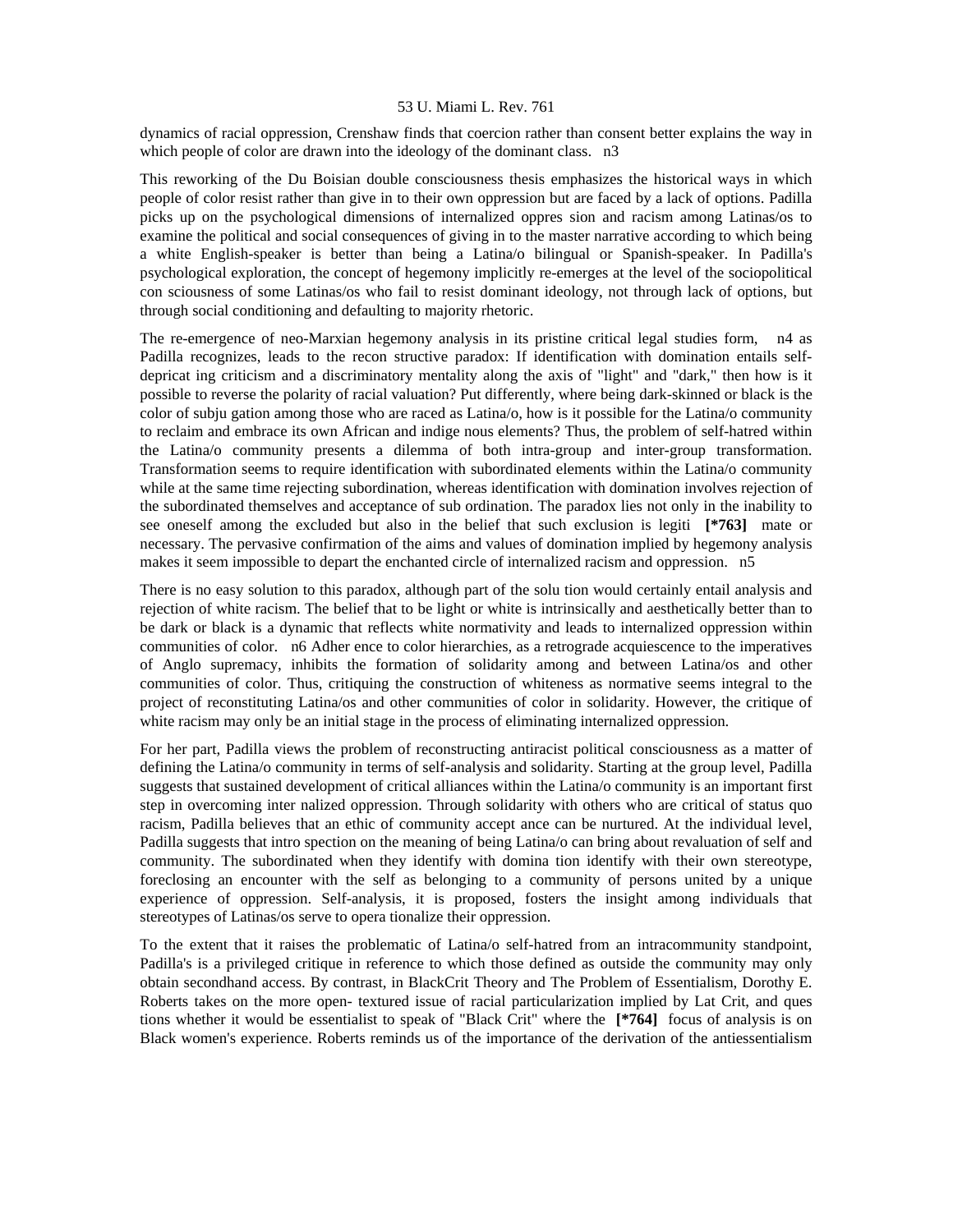dynamics of racial oppression, Crenshaw finds that coercion rather than consent better explains the way in which people of color are drawn into the ideology of the dominant class. n3

This reworking of the Du Boisian double consciousness thesis emphasizes the historical ways in which people of color resist rather than give in to their own oppression but are faced by a lack of options. Padilla picks up on the psychological dimensions of internalized oppres sion and racism among Latinas/os to examine the political and social consequences of giving in to the master narrative according to which being a white English-speaker is better than being a Latina/o bilingual or Spanish-speaker. In Padilla's psychological exploration, the concept of hegemony implicitly re-emerges at the level of the sociopolitical con sciousness of some Latinas/os who fail to resist dominant ideology, not through lack of options, but through social conditioning and defaulting to majority rhetoric.

The re-emergence of neo-Marxian hegemony analysis in its pristine critical legal studies form, n4 as Padilla recognizes, leads to the recon structive paradox: If identification with domination entails self-depricat ing criticism and a discriminatory mentality along the axis of "light" and "dark," then how is it possible to reverse the polarity of racial valuation? Put differently, where being dark-skinned or black is the color of subju gation among those who are raced as Latina/o, how is it possible for the Latina/o community to reclaim and embrace its own African and indige nous elements? Thus, the problem of self-hatred within the Latina/o community presents a dilemma of both intra-group and inter-group transformation. Transformation seems to require identification with subordinated elements within the Latina/o community while at the same time rejecting subordination, whereas identification with domination involves rejection of the subordinated themselves and acceptance of sub ordination. The paradox lies not only in the inability to see oneself among the excluded but also in the belief that such exclusion is legiti **[*763]** mate or necessary. The pervasive confirmation of the aims and values of domination implied by hegemony analysis makes it seem impossible to depart the enchanted circle of internalized racism and oppression. n5

There is no easy solution to this paradox, although part of the solu tion would certainly entail analysis and rejection of white racism. The belief that to be light or white is intrinsically and aesthetically better than to be dark or black is a dynamic that reflects white normativity and leads to internalized oppression within communities of color. n6 Adher ence to color hierarchies, as a retrograde acquiescence to the imperatives of Anglo supremacy, inhibits the formation of solidarity among and between Latina/os and other communities of color. Thus, critiquing the construction of whiteness as normative seems integral to the project of reconstituting Latina/os and other communities of color in solidarity. However, the critique of white racism may only be an initial stage in the process of eliminating internalized oppression.

For her part, Padilla views the problem of reconstructing antiracist political consciousness as a matter of defining the Latina/o community in terms of self-analysis and solidarity. Starting at the group level, Padilla suggests that sustained development of critical alliances within the Latina/o community is an important first step in overcoming inter nalized oppression. Through solidarity with others who are critical of status quo racism, Padilla believes that an ethic of community accept ance can be nurtured. At the individual level, Padilla suggests that intro spection on the meaning of being Latina/o can bring about revaluation of self and community. The subordinated when they identify with domina tion identify with their own stereotype, foreclosing an encounter with the self as belonging to a community of persons united by a unique experience of oppression. Self-analysis, it is proposed, fosters the insight among individuals that stereotypes of Latinas/os serve to opera tionalize their oppression.

To the extent that it raises the problematic of Latina/o self-hatred from an intracommunity standpoint, Padilla's is a privileged critique in reference to which those defined as outside the community may only obtain secondhand access. By contrast, in BlackCrit Theory and The Problem of Essentialism, Dorothy E. Roberts takes on the more open- textured issue of racial particularization implied by Lat Crit, and ques tions whether it would be essentialist to speak of "Black Crit" where the **[*764]** focus of analysis is on Black women's experience. Roberts reminds us of the importance of the derivation of the antiessentialism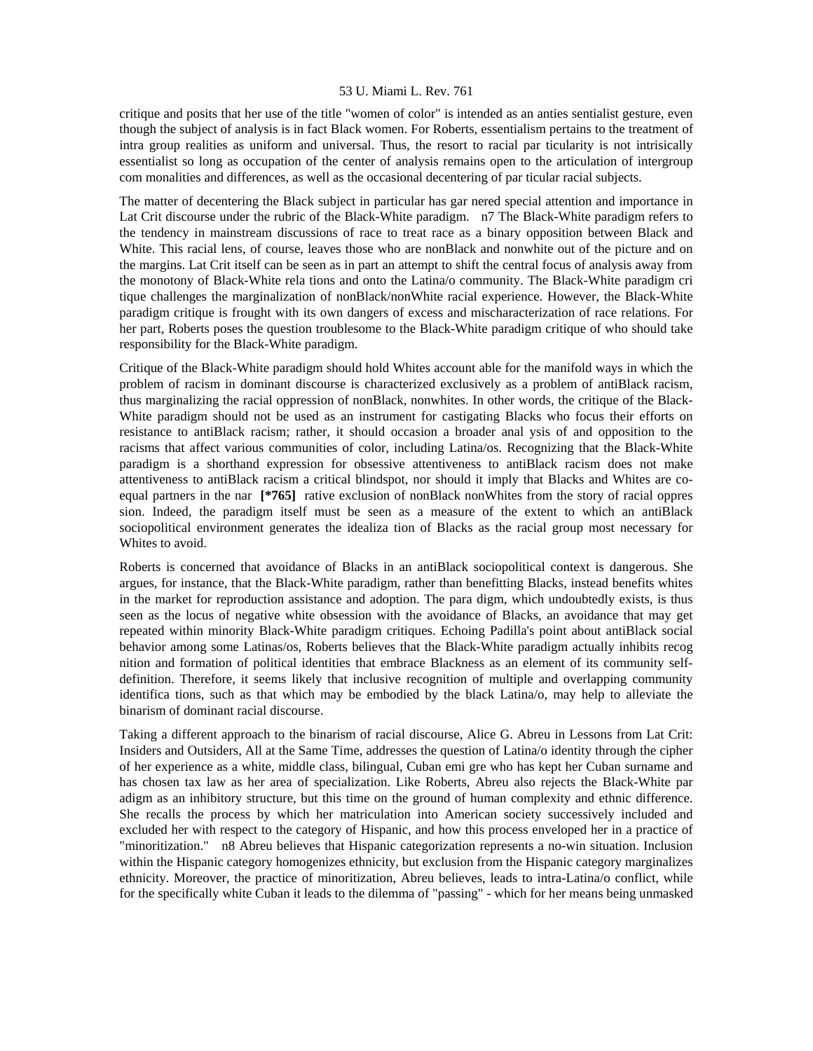critique and posits that her use of the title "women of color" is intended as an anties sentialist gesture, even though the subject of analysis is in fact Black women. For Roberts, essentialism pertains to the treatment of intra group realities as uniform and universal. Thus, the resort to racial par ticularity is not intrisically essentialist so long as occupation of the center of analysis remains open to the articulation of intergroup com monalities and differences, as well as the occasional decentering of par ticular racial subjects.

The matter of decentering the Black subject in particular has gar nered special attention and importance in Lat Crit discourse under the rubric of the Black-White paradigm. n7 The Black-White paradigm refers to the tendency in mainstream discussions of race to treat race as a binary opposition between Black and White. This racial lens, of course, leaves those who are nonBlack and nonwhite out of the picture and on the margins. Lat Crit itself can be seen as in part an attempt to shift the central focus of analysis away from the monotony of Black-White rela tions and onto the Latina/o community. The Black-White paradigm cri tique challenges the marginalization of nonBlack/nonWhite racial experience. However, the Black-White paradigm critique is frought with its own dangers of excess and mischaracterization of race relations. For her part, Roberts poses the question troublesome to the Black-White paradigm critique of who should take responsibility for the Black-White paradigm.

Critique of the Black-White paradigm should hold Whites account able for the manifold ways in which the problem of racism in dominant discourse is characterized exclusively as a problem of antiBlack racism, thus marginalizing the racial oppression of nonBlack, nonwhites. In other words, the critique of the Black-White paradigm should not be used as an instrument for castigating Blacks who focus their efforts on resistance to antiBlack racism; rather, it should occasion a broader anal ysis of and opposition to the racisms that affect various communities of color, including Latina/os. Recognizing that the Black-White paradigm is a shorthand expression for obsessive attentiveness to antiBlack racism does not make attentiveness to antiBlack racism a critical blindspot, nor should it imply that Blacks and Whites are co-equal partners in the nar **[*765]** rative exclusion of nonBlack nonWhites from the story of racial oppres sion. Indeed, the paradigm itself must be seen as a measure of the extent to which an antiBlack sociopolitical environment generates the idealiza tion of Blacks as the racial group most necessary for Whites to avoid.

Roberts is concerned that avoidance of Blacks in an antiBlack sociopolitical context is dangerous. She argues, for instance, that the Black-White paradigm, rather than benefitting Blacks, instead benefits whites in the market for reproduction assistance and adoption. The para digm, which undoubtedly exists, is thus seen as the locus of negative white obsession with the avoidance of Blacks, an avoidance that may get repeated within minority Black-White paradigm critiques. Echoing Padilla's point about antiBlack social behavior among some Latinas/os, Roberts believes that the Black-White paradigm actually inhibits recog nition and formation of political identities that embrace Blackness as an element of its community self-definition. Therefore, it seems likely that inclusive recognition of multiple and overlapping community identifica tions, such as that which may be embodied by the black Latina/o, may help to alleviate the binarism of dominant racial discourse.

Taking a different approach to the binarism of racial discourse, Alice G. Abreu in Lessons from Lat Crit: Insiders and Outsiders, All at the Same Time, addresses the question of Latina/o identity through the cipher of her experience as a white, middle class, bilingual, Cuban emi gre who has kept her Cuban surname and has chosen tax law as her area of specialization. Like Roberts, Abreu also rejects the Black-White par adigm as an inhibitory structure, but this time on the ground of human complexity and ethnic difference. She recalls the process by which her matriculation into American society successively included and excluded her with respect to the category of Hispanic, and how this process enveloped her in a practice of "minoritization." n8 Abreu believes that Hispanic categorization represents a no-win situation. Inclusion within the Hispanic category homogenizes ethnicity, but exclusion from the Hispanic category marginalizes ethnicity. Moreover, the practice of minoritization, Abreu believes, leads to intra-Latina/o conflict, while for the specifically white Cuban it leads to the dilemma of "passing" - which for her means being unmasked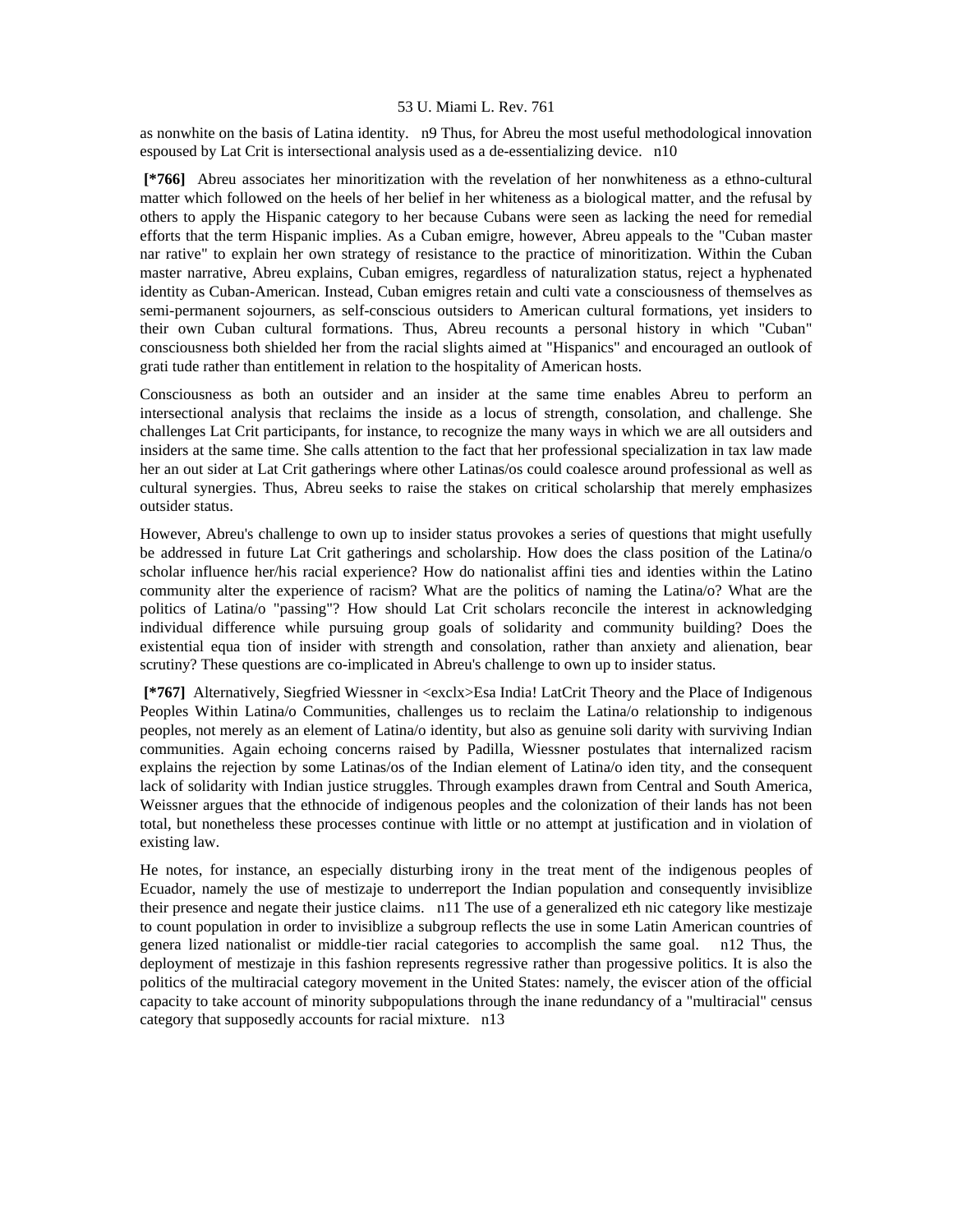as nonwhite on the basis of Latina identity. n9 Thus, for Abreu the most useful methodological innovation espoused by Lat Crit is intersectional analysis used as a de-essentializing device. n10

**[*766]** Abreu associates her minoritization with the revelation of her nonwhiteness as a ethno-cultural matter which followed on the heels of her belief in her whiteness as a biological matter, and the refusal by others to apply the Hispanic category to her because Cubans were seen as lacking the need for remedial efforts that the term Hispanic implies. As a Cuban emigre, however, Abreu appeals to the "Cuban master nar rative" to explain her own strategy of resistance to the practice of minoritization. Within the Cuban master narrative, Abreu explains, Cuban emigres, regardless of naturalization status, reject a hyphenated identity as Cuban-American. Instead, Cuban emigres retain and culti vate a consciousness of themselves as semi-permanent sojourners, as self-conscious outsiders to American cultural formations, yet insiders to their own Cuban cultural formations. Thus, Abreu recounts a personal history in which "Cuban" consciousness both shielded her from the racial slights aimed at "Hispanics" and encouraged an outlook of grati tude rather than entitlement in relation to the hospitality of American hosts.

Consciousness as both an outsider and an insider at the same time enables Abreu to perform an intersectional analysis that reclaims the inside as a locus of strength, consolation, and challenge. She challenges Lat Crit participants, for instance, to recognize the many ways in which we are all outsiders and insiders at the same time. She calls attention to the fact that her professional specialization in tax law made her an out sider at Lat Crit gatherings where other Latinas/os could coalesce around professional as well as cultural synergies. Thus, Abreu seeks to raise the stakes on critical scholarship that merely emphasizes outsider status.

However, Abreu's challenge to own up to insider status provokes a series of questions that might usefully be addressed in future Lat Crit gatherings and scholarship. How does the class position of the Latina/o scholar influence her/his racial experience? How do nationalist affini ties and identies within the Latino community alter the experience of racism? What are the politics of naming the Latina/o? What are the politics of Latina/o "passing"? How should Lat Crit scholars reconcile the interest in acknowledging individual difference while pursuing group goals of solidarity and community building? Does the existential equa tion of insider with strength and consolation, rather than anxiety and alienation, bear scrutiny? These questions are co-implicated in Abreu's challenge to own up to insider status.

**[*767]** Alternatively, Siegfried Wiessner in <exclx>Esa India! LatCrit Theory and the Place of Indigenous Peoples Within Latina/o Communities, challenges us to reclaim the Latina/o relationship to indigenous peoples, not merely as an element of Latina/o identity, but also as genuine soli darity with surviving Indian communities. Again echoing concerns raised by Padilla, Wiessner postulates that internalized racism explains the rejection by some Latinas/os of the Indian element of Latina/o iden tity, and the consequent lack of solidarity with Indian justice struggles. Through examples drawn from Central and South America, Weissner argues that the ethnocide of indigenous peoples and the colonization of their lands has not been total, but nonetheless these processes continue with little or no attempt at justification and in violation of existing law.

He notes, for instance, an especially disturbing irony in the treat ment of the indigenous peoples of Ecuador, namely the use of mestizaje to underreport the Indian population and consequently invisiblize their presence and negate their justice claims. n11 The use of a generalized eth nic category like mestizaje to count population in order to invisiblize a subgroup reflects the use in some Latin American countries of genera lized nationalist or middle-tier racial categories to accomplish the same goal. n12 Thus, the deployment of mestizaje in this fashion represents regressive rather than progessive politics. It is also the politics of the multiracial category movement in the United States: namely, the eviscer ation of the official capacity to take account of minority subpopulations through the inane redundancy of a "multiracial" census category that supposedly accounts for racial mixture. n13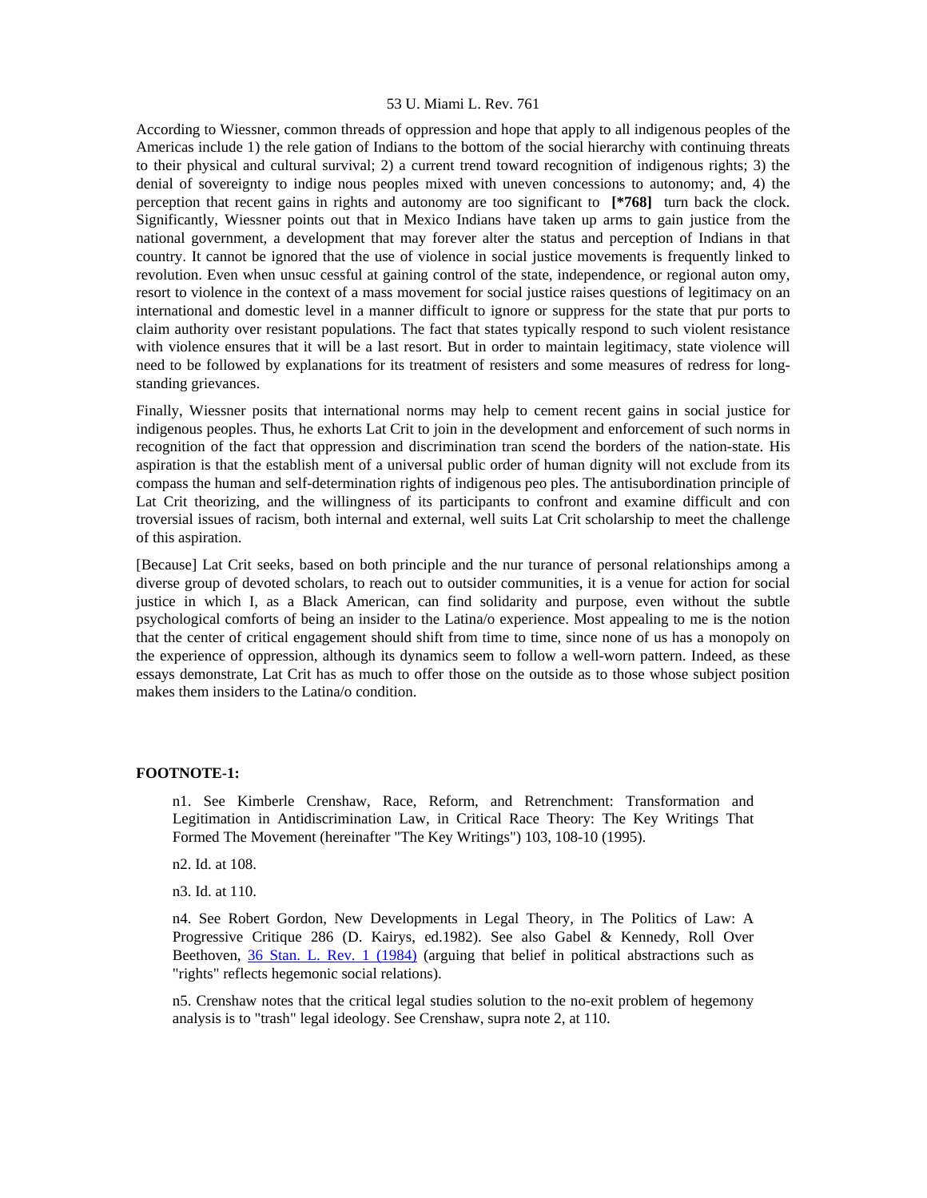According to Wiessner, common threads of oppression and hope that apply to all indigenous peoples of the Americas include 1) the rele gation of Indians to the bottom of the social hierarchy with continuing threats to their physical and cultural survival; 2) a current trend toward recognition of indigenous rights; 3) the denial of sovereignty to indige nous peoples mixed with uneven concessions to autonomy; and, 4) the perception that recent gains in rights and autonomy are too significant to **[*768]** turn back the clock. Significantly, Wiessner points out that in Mexico Indians have taken up arms to gain justice from the national government, a development that may forever alter the status and perception of Indians in that country. It cannot be ignored that the use of violence in social justice movements is frequently linked to revolution. Even when unsuc cessful at gaining control of the state, independence, or regional auton omy, resort to violence in the context of a mass movement for social justice raises questions of legitimacy on an international and domestic level in a manner difficult to ignore or suppress for the state that pur ports to claim authority over resistant populations. The fact that states typically respond to such violent resistance with violence ensures that it will be a last resort. But in order to maintain legitimacy, state violence will need to be followed by explanations for its treatment of resisters and some measures of redress for long-standing grievances.

Finally, Wiessner posits that international norms may help to cement recent gains in social justice for indigenous peoples. Thus, he exhorts Lat Crit to join in the development and enforcement of such norms in recognition of the fact that oppression and discrimination tran scend the borders of the nation-state. His aspiration is that the establish ment of a universal public order of human dignity will not exclude from its compass the human and self-determination rights of indigenous peo ples. The antisubordination principle of Lat Crit theorizing, and the willingness of its participants to confront and examine difficult and con troversial issues of racism, both internal and external, well suits Lat Crit scholarship to meet the challenge of this aspiration.

[Because] Lat Crit seeks, based on both principle and the nur turance of personal relationships among a diverse group of devoted scholars, to reach out to outsider communities, it is a venue for action for social justice in which I, as a Black American, can find solidarity and purpose, even without the subtle psychological comforts of being an insider to the Latina/o experience. Most appealing to me is the notion that the center of critical engagement should shift from time to time, since none of us has a monopoly on the experience of oppression, although its dynamics seem to follow a well-worn pattern. Indeed, as these essays demonstrate, Lat Crit has as much to offer those on the outside as to those whose subject position makes them insiders to the Latina/o condition.

**FOOTNOTE-1:**

n1. See Kimberle Crenshaw, Race, Reform, and Retrenchment: Transformation and Legitimation in Antidiscrimination Law, in Critical Race Theory: The Key Writings That Formed The Movement (hereinafter "The Key Writings") 103, 108-10 (1995).

n2. Id. at 108.

n3. Id. at 110.

n4. See Robert Gordon, New Developments in Legal Theory, in The Politics of Law: A Progressive Critique 286 (D. Kairys, ed.1982). See also Gabel & Kennedy, Roll Over Beethoven, 36 Stan. L. Rev. 1 (1984) (arguing that belief in political abstractions such as "rights" reflects hegemonic social relations).

n5. Crenshaw notes that the critical legal studies solution to the no-exit problem of hegemony analysis is to "trash" legal ideology. See Crenshaw, supra note 2, at 110.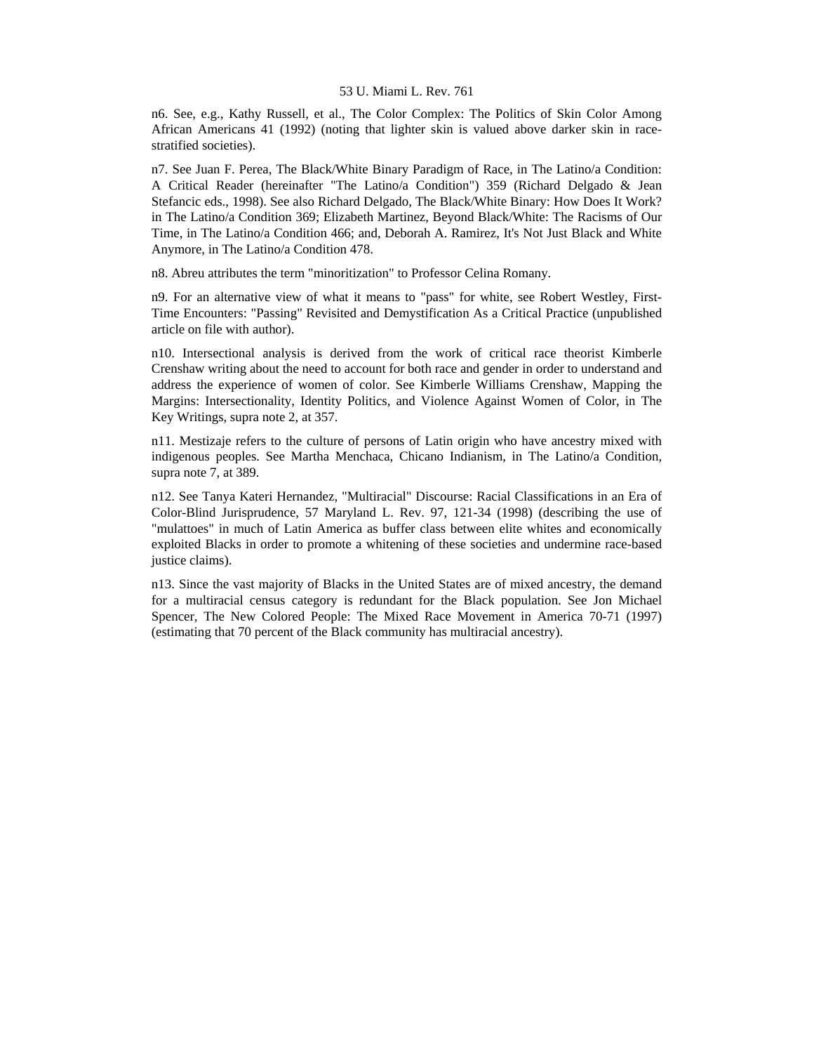n6. See, e.g., Kathy Russell, et al., The Color Complex: The Politics of Skin Color Among African Americans 41 (1992) (noting that lighter skin is valued above darker skin in race-stratified societies).

n7. See Juan F. Perea, The Black/White Binary Paradigm of Race, in The Latino/a Condition: A Critical Reader (hereinafter "The Latino/a Condition") 359 (Richard Delgado & Jean Stefancic eds., 1998). See also Richard Delgado, The Black/White Binary: How Does It Work? in The Latino/a Condition 369; Elizabeth Martinez, Beyond Black/White: The Racisms of Our Time, in The Latino/a Condition 466; and, Deborah A. Ramirez, It's Not Just Black and White Anymore, in The Latino/a Condition 478.

n8. Abreu attributes the term "minoritization" to Professor Celina Romany.

n9. For an alternative view of what it means to "pass" for white, see Robert Westley, First-Time Encounters: "Passing" Revisited and Demystification As a Critical Practice (unpublished article on file with author).

n10. Intersectional analysis is derived from the work of critical race theorist Kimberle Crenshaw writing about the need to account for both race and gender in order to understand and address the experience of women of color. See Kimberle Williams Crenshaw, Mapping the Margins: Intersectionality, Identity Politics, and Violence Against Women of Color, in The Key Writings, supra note 2, at 357.

n11. Mestizaje refers to the culture of persons of Latin origin who have ancestry mixed with indigenous peoples. See Martha Menchaca, Chicano Indianism, in The Latino/a Condition, supra note 7, at 389.

n12. See Tanya Kateri Hernandez, "Multiracial" Discourse: Racial Classifications in an Era of Color-Blind Jurisprudence, 57 Maryland L. Rev. 97, 121-34 (1998) (describing the use of "mulattoes" in much of Latin America as buffer class between elite whites and economically exploited Blacks in order to promote a whitening of these societies and undermine race-based justice claims).

n13. Since the vast majority of Blacks in the United States are of mixed ancestry, the demand for a multiracial census category is redundant for the Black population. See Jon Michael Spencer, The New Colored People: The Mixed Race Movement in America 70-71 (1997) (estimating that 70 percent of the Black community has multiracial ancestry).